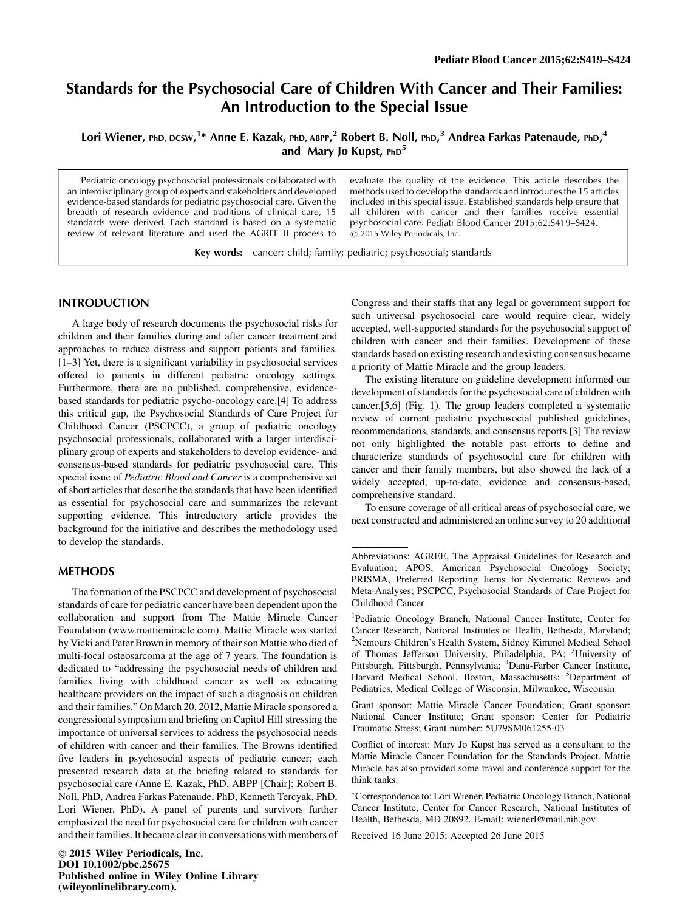# Standards for the Psychosocial Care of Children With Cancer and Their Families: An Introduction to the Special Issue

**Lori Wiener, PhD, DCSW,[1]* Anne E. Kazak, PhD, ABPP,[2] Robert B. Noll, PhD,[3] Andrea Farkas Patenaude, PhD,[4] and Mary Jo Kupst, PhD[5]**

Pediatric oncology psychosocial professionals collaborated with an interdisciplinary group of experts and stakeholders and developed evidence-based standards for pediatric psychosocial care. Given the breadth of research evidence and traditions of clinical care, 15 standards were derived. Each standard is based on a systematic review of relevant literature and used the AGREE II process to evaluate the quality of the evidence. This article describes the methods used to develop the standards and introduces the 15 articles included in this special issue. Established standards help ensure that all children with cancer and their families receive essential psychosocial care. Pediatr Blood Cancer 2015;62:S419–S424. © 2015 Wiley Periodicals, Inc.

**Key words:** cancer; child; family; pediatric; psychosocial; standards

## INTRODUCTION

A large body of research documents the psychosocial risks for children and their families during and after cancer treatment and approaches to reduce distress and support patients and families.[1–3] Yet, there is a significant variability in psychosocial services offered to patients in different pediatric oncology settings. Furthermore, there are no published, comprehensive, evidence-based standards for pediatric psycho-oncology care.[4] To address this critical gap, the Psychosocial Standards of Care Project for Childhood Cancer (PSCPCC), a group of pediatric oncology psychosocial professionals, collaborated with a larger interdisciplinary group of experts and stakeholders to develop evidence- and consensus-based standards for pediatric psychosocial care. This special issue of *Pediatric Blood and Cancer* is a comprehensive set of short articles that describe the standards that have been identified as essential for psychosocial care and summarizes the relevant supporting evidence. This introductory article provides the background for the initiative and describes the methodology used to develop the standards.

## METHODS

The formation of the PSCPCC and development of psychosocial standards of care for pediatric cancer have been dependent upon the collaboration and support from The Mattie Miracle Cancer Foundation (www.mattiemiracle.com). Mattie Miracle was started by Vicki and Peter Brown in memory of their son Mattie who died of multi-focal osteosarcoma at the age of 7 years. The foundation is dedicated to "addressing the psychosocial needs of children and families living with childhood cancer as well as educating healthcare providers on the impact of such a diagnosis on children and their families." On March 20, 2012, Mattie Miracle sponsored a congressional symposium and briefing on Capitol Hill stressing the importance of universal services to address the psychosocial needs of children with cancer and their families. The Browns identified five leaders in psychosocial aspects of pediatric cancer; each presented research data at the briefing related to standards for psychosocial care (Anne E. Kazak, PhD, ABPP [Chair]; Robert B. Noll, PhD, Andrea Farkas Patenaude, PhD, Kenneth Tercyak, PhD, Lori Wiener, PhD). A panel of parents and survivors further emphasized the need for psychosocial care for children with cancer and their families. It became clear in conversations with members of Congress and their staffs that any legal or government support for such universal psychosocial care would require clear, widely accepted, well-supported standards for the psychosocial support of children with cancer and their families. Development of these standards based on existing research and existing consensus became a priority of Mattie Miracle and the group leaders.

The existing literature on guideline development informed our development of standards for the psychosocial care of children with cancer.[5,6] (Fig. 1). The group leaders completed a systematic review of current pediatric psychosocial published guidelines, recommendations, standards, and consensus reports.[3] The review not only highlighted the notable past efforts to define and characterize standards of psychosocial care for children with cancer and their family members, but also showed the lack of a widely accepted, up-to-date, evidence and consensus-based, comprehensive standard.

To ensure coverage of all critical areas of psychosocial care, we next constructed and administered an online survey to 20 additional

---

Abbreviations: AGREE, The Appraisal Guidelines for Research and Evaluation; APOS, American Psychosocial Oncology Society; PRISMA, Preferred Reporting Items for Systematic Reviews and Meta-Analyses; PSCPCC, Psychosocial Standards of Care Project for Childhood Cancer

[1]Pediatric Oncology Branch, National Cancer Institute, Center for Cancer Research, National Institutes of Health, Bethesda, Maryland; [2]Nemours Children's Health System, Sidney Kimmel Medical School of Thomas Jefferson University, Philadelphia, PA; [3]University of Pittsburgh, Pittsburgh, Pennsylvania; [4]Dana-Farber Cancer Institute, Harvard Medical School, Boston, Massachusetts; [5]Department of Pediatrics, Medical College of Wisconsin, Milwaukee, Wisconsin

Grant sponsor: Mattie Miracle Cancer Foundation; Grant sponsor: National Cancer Institute; Grant sponsor: Center for Pediatric Traumatic Stress; Grant number: 5U79SM061255-03

Conflict of interest: Mary Jo Kupst has served as a consultant to the Mattie Miracle Cancer Foundation for the Standards Project. Mattie Miracle has also provided some travel and conference support for the think tanks.

*Correspondence to: Lori Wiener, Pediatric Oncology Branch, National Cancer Institute, Center for Cancer Research, National Institutes of Health, Bethesda, MD 20892. E-mail: wienerl@mail.nih.gov

Received 16 June 2015; Accepted 26 June 2015

© 2015 Wiley Periodicals, Inc.
DOI 10.1002/pbc.25675
Published online in Wiley Online Library (wileyonlinelibrary.com).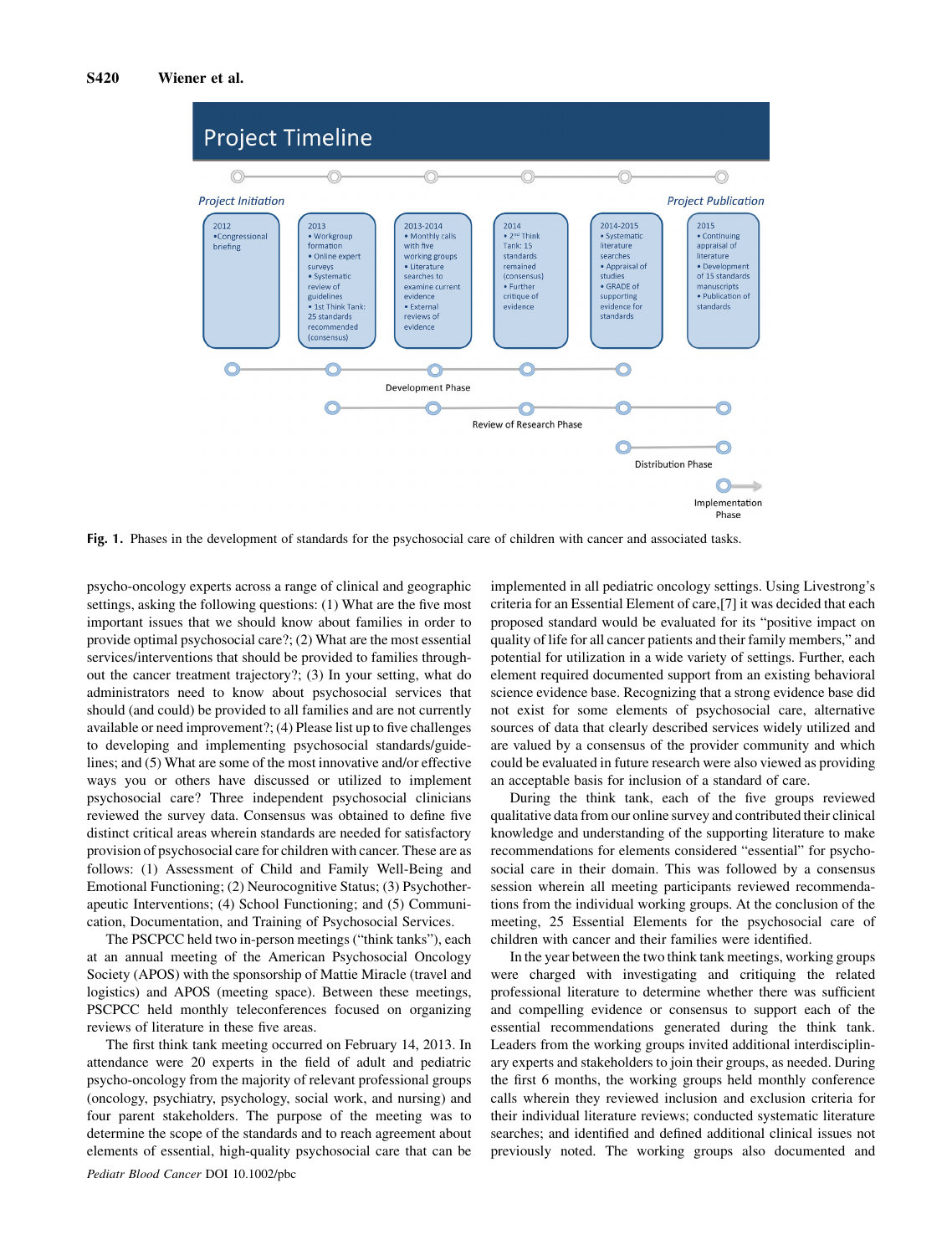Project Timeline

Project Initiation

Project Publication

2012
• Congressional briefing

2013
• Workgroup formation
• Online expert surveys
• Systematic review of guidelines
• 1st Think Tank: 25 standards recommended (consensus)

2013-2014
• Monthly calls with five working groups
• Literature searches to examine current evidence
• External reviews of evidence

2014
• 2nd Think Tank: 15 standards remained (consensus)
• Further critique of evidence

2014-2015
• Systematic literature searches
• Appraisal of studies
• GRADE of supporting evidence for standards

2015
• Continuing appraisal of literature
• Development of 15 standards manuscripts
• Publication of standards

Development Phase

Review of Research Phase

Distribution Phase

Implementation Phase

**Fig. 1.** Phases in the development of standards for the psychosocial care of children with cancer and associated tasks.

psycho-oncology experts across a range of clinical and geographic settings, asking the following questions: (1) What are the five most important issues that we should know about families in order to provide optimal psychosocial care?; (2) What are the most essential services/interventions that should be provided to families throughout the cancer treatment trajectory?; (3) In your setting, what do administrators need to know about psychosocial services that should (and could) be provided to all families and are not currently available or need improvement?; (4) Please list up to five challenges to developing and implementing psychosocial standards/guidelines; and (5) What are some of the most innovative and/or effective ways you or others have discussed or utilized to implement psychosocial care? Three independent psychosocial clinicians reviewed the survey data. Consensus was obtained to define five distinct critical areas wherein standards are needed for satisfactory provision of psychosocial care for children with cancer. These are as follows: (1) Assessment of Child and Family Well-Being and Emotional Functioning; (2) Neurocognitive Status; (3) Psychotherapeutic Interventions; (4) School Functioning; and (5) Communication, Documentation, and Training of Psychosocial Services.

The PSCPCC held two in-person meetings ("think tanks"), each at an annual meeting of the American Psychosocial Oncology Society (APOS) with the sponsorship of Mattie Miracle (travel and logistics) and APOS (meeting space). Between these meetings, PSCPCC held monthly teleconferences focused on organizing reviews of literature in these five areas.

The first think tank meeting occurred on February 14, 2013. In attendance were 20 experts in the field of adult and pediatric psycho-oncology from the majority of relevant professional groups (oncology, psychiatry, psychology, social work, and nursing) and four parent stakeholders. The purpose of the meeting was to determine the scope of the standards and to reach agreement about elements of essential, high-quality psychosocial care that can be implemented in all pediatric oncology settings. Using Livestrong's criteria for an Essential Element of care,[7] it was decided that each proposed standard would be evaluated for its "positive impact on quality of life for all cancer patients and their family members," and potential for utilization in a wide variety of settings. Further, each element required documented support from an existing behavioral science evidence base. Recognizing that a strong evidence base did not exist for some elements of psychosocial care, alternative sources of data that clearly described services widely utilized and are valued by a consensus of the provider community and which could be evaluated in future research were also viewed as providing an acceptable basis for inclusion of a standard of care.

During the think tank, each of the five groups reviewed qualitative data from our online survey and contributed their clinical knowledge and understanding of the supporting literature to make recommendations for elements considered "essential" for psychosocial care in their domain. This was followed by a consensus session wherein all meeting participants reviewed recommendations from the individual working groups. At the conclusion of the meeting, 25 Essential Elements for the psychosocial care of children with cancer and their families were identified.

In the year between the two think tank meetings, working groups were charged with investigating and critiquing the related professional literature to determine whether there was sufficient and compelling evidence or consensus to support each of the essential recommendations generated during the think tank. Leaders from the working groups invited additional interdisciplinary experts and stakeholders to join their groups, as needed. During the first 6 months, the working groups held monthly conference calls wherein they reviewed inclusion and exclusion criteria for their individual literature reviews; conducted systematic literature searches; and identified and defined additional clinical issues not previously noted. The working groups also documented and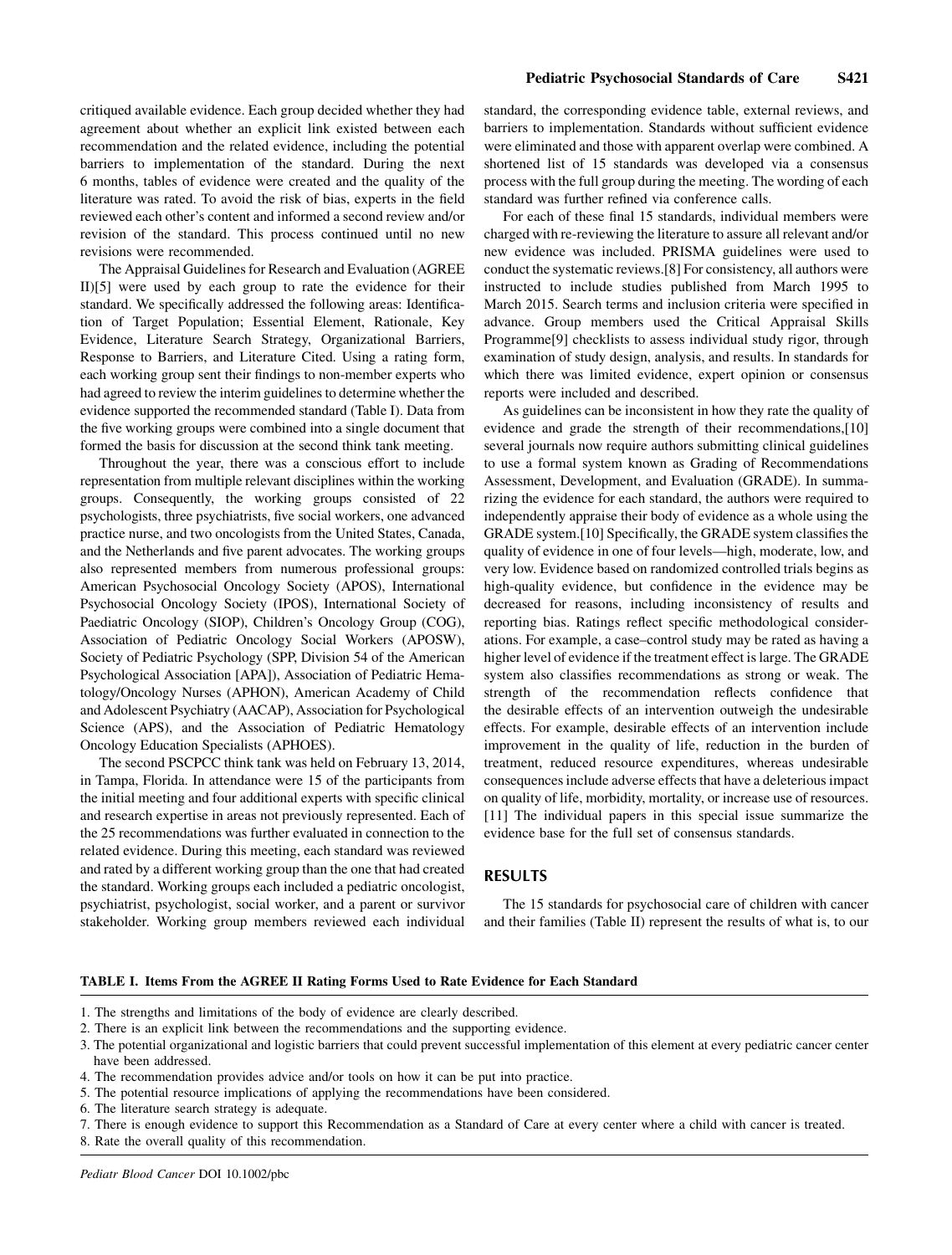critiqued available evidence. Each group decided whether they had agreement about whether an explicit link existed between each recommendation and the related evidence, including the potential barriers to implementation of the standard. During the next 6 months, tables of evidence were created and the quality of the literature was rated. To avoid the risk of bias, experts in the field reviewed each other's content and informed a second review and/or revision of the standard. This process continued until no new revisions were recommended.

The Appraisal Guidelines for Research and Evaluation (AGREE II)[5] were used by each group to rate the evidence for their standard. We specifically addressed the following areas: Identification of Target Population; Essential Element, Rationale, Key Evidence, Literature Search Strategy, Organizational Barriers, Response to Barriers, and Literature Cited. Using a rating form, each working group sent their findings to non-member experts who had agreed to review the interim guidelines to determine whether the evidence supported the recommended standard (Table I). Data from the five working groups were combined into a single document that formed the basis for discussion at the second think tank meeting.

Throughout the year, there was a conscious effort to include representation from multiple relevant disciplines within the working groups. Consequently, the working groups consisted of 22 psychologists, three psychiatrists, five social workers, one advanced practice nurse, and two oncologists from the United States, Canada, and the Netherlands and five parent advocates. The working groups also represented members from numerous professional groups: American Psychosocial Oncology Society (APOS), International Psychosocial Oncology Society (IPOS), International Society of Paediatric Oncology (SIOP), Children's Oncology Group (COG), Association of Pediatric Oncology Social Workers (APOSW), Society of Pediatric Psychology (SPP, Division 54 of the American Psychological Association [APA]), Association of Pediatric Hematology/Oncology Nurses (APHON), American Academy of Child and Adolescent Psychiatry (AACAP), Association for Psychological Science (APS), and the Association of Pediatric Hematology Oncology Education Specialists (APHOES).

The second PSCPCC think tank was held on February 13, 2014, in Tampa, Florida. In attendance were 15 of the participants from the initial meeting and four additional experts with specific clinical and research expertise in areas not previously represented. Each of the 25 recommendations was further evaluated in connection to the related evidence. During this meeting, each standard was reviewed and rated by a different working group than the one that had created the standard. Working groups each included a pediatric oncologist, psychiatrist, psychologist, social worker, and a parent or survivor stakeholder. Working group members reviewed each individual standard, the corresponding evidence table, external reviews, and barriers to implementation. Standards without sufficient evidence were eliminated and those with apparent overlap were combined. A shortened list of 15 standards was developed via a consensus process with the full group during the meeting. The wording of each standard was further refined via conference calls.

For each of these final 15 standards, individual members were charged with re-reviewing the literature to assure all relevant and/or new evidence was included. PRISMA guidelines were used to conduct the systematic reviews.[8] For consistency, all authors were instructed to include studies published from March 1995 to March 2015. Search terms and inclusion criteria were specified in advance. Group members used the Critical Appraisal Skills Programme[9] checklists to assess individual study rigor, through examination of study design, analysis, and results. In standards for which there was limited evidence, expert opinion or consensus reports were included and described.

As guidelines can be inconsistent in how they rate the quality of evidence and grade the strength of their recommendations,[10] several journals now require authors submitting clinical guidelines to use a formal system known as Grading of Recommendations Assessment, Development, and Evaluation (GRADE). In summarizing the evidence for each standard, the authors were required to independently appraise their body of evidence as a whole using the GRADE system.[10] Specifically, the GRADE system classifies the quality of evidence in one of four levels—high, moderate, low, and very low. Evidence based on randomized controlled trials begins as high-quality evidence, but confidence in the evidence may be decreased for reasons, including inconsistency of results and reporting bias. Ratings reflect specific methodological considerations. For example, a case–control study may be rated as having a higher level of evidence if the treatment effect is large. The GRADE system also classifies recommendations as strong or weak. The strength of the recommendation reflects confidence that the desirable effects of an intervention outweigh the undesirable effects. For example, desirable effects of an intervention include improvement in the quality of life, reduction in the burden of treatment, reduced resource expenditures, whereas undesirable consequences include adverse effects that have a deleterious impact on quality of life, morbidity, mortality, or increase use of resources.[11] The individual papers in this special issue summarize the evidence base for the full set of consensus standards.

## RESULTS

The 15 standards for psychosocial care of children with cancer and their families (Table II) represent the results of what is, to our

**TABLE I. Items From the AGREE II Rating Forms Used to Rate Evidence for Each Standard**

1. The strengths and limitations of the body of evidence are clearly described.
2. There is an explicit link between the recommendations and the supporting evidence.
3. The potential organizational and logistic barriers that could prevent successful implementation of this element at every pediatric cancer center have been addressed.
4. The recommendation provides advice and/or tools on how it can be put into practice.
5. The potential resource implications of applying the recommendations have been considered.
6. The literature search strategy is adequate.
7. There is enough evidence to support this Recommendation as a Standard of Care at every center where a child with cancer is treated.
8. Rate the overall quality of this recommendation.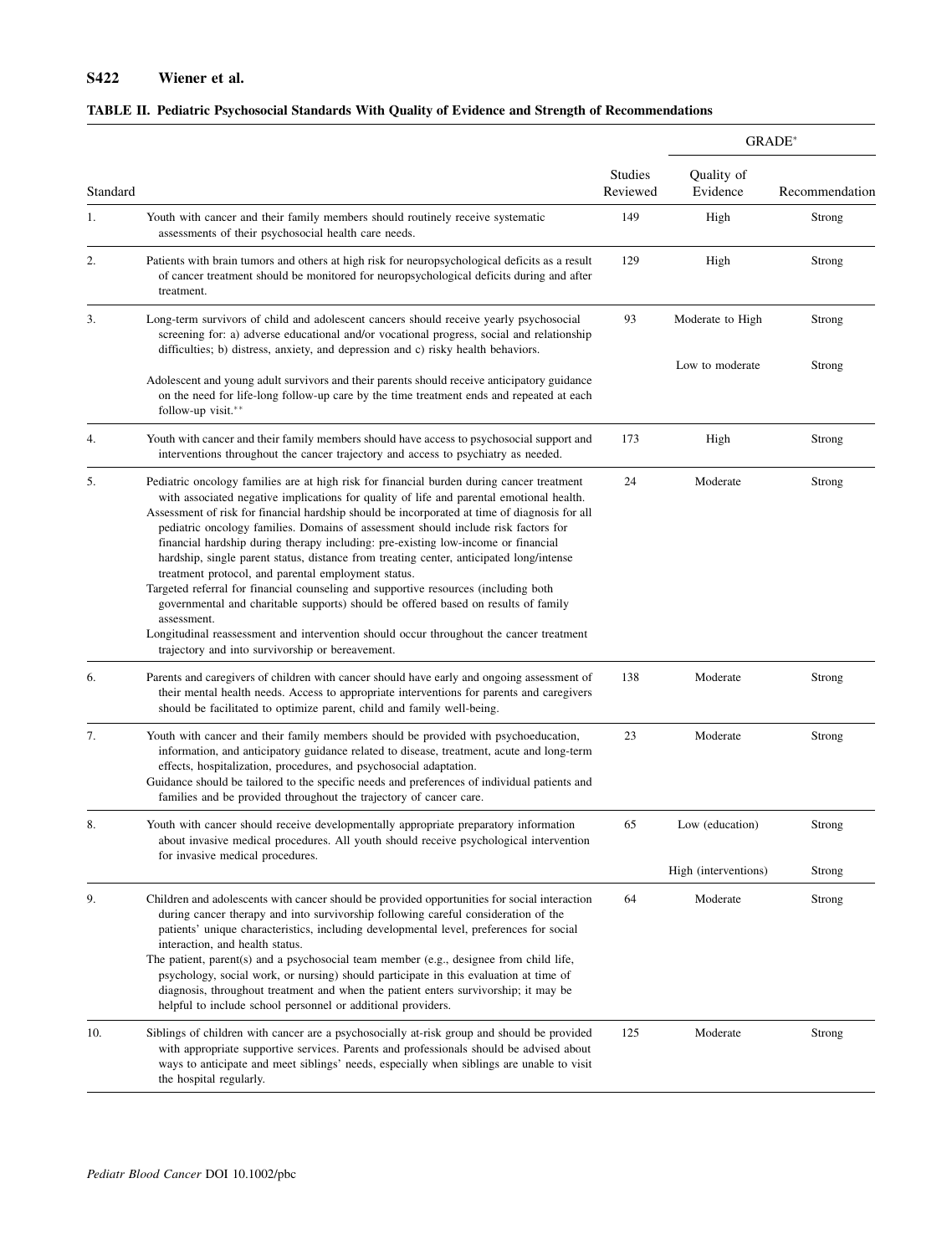**TABLE II. Pediatric Psychosocial Standards With Quality of Evidence and Strength of Recommendations**

| Standard | | Studies Reviewed | GRADE* Quality of Evidence | GRADE* Recommendation |
|---|---|---|---|---|
| 1. | Youth with cancer and their family members should routinely receive systematic assessments of their psychosocial health care needs. | 149 | High | Strong |
| 2. | Patients with brain tumors and others at high risk for neuropsychological deficits as a result of cancer treatment should be monitored for neuropsychological deficits during and after treatment. | 129 | High | Strong |
| 3. | Long-term survivors of child and adolescent cancers should receive yearly psychosocial screening for: a) adverse educational and/or vocational progress, social and relationship difficulties; b) distress, anxiety, and depression and c) risky health behaviors. | 93 | Moderate to High | Strong |
| | Adolescent and young adult survivors and their parents should receive anticipatory guidance on the need for life-long follow-up care by the time treatment ends and repeated at each follow-up visit.** | | Low to moderate | Strong |
| 4. | Youth with cancer and their family members should have access to psychosocial support and interventions throughout the cancer trajectory and access to psychiatry as needed. | 173 | High | Strong |
| 5. | Pediatric oncology families are at high risk for financial burden during cancer treatment with associated negative implications for quality of life and parental emotional health. Assessment of risk for financial hardship should be incorporated at time of diagnosis for all pediatric oncology families. Domains of assessment should include risk factors for financial hardship during therapy including: pre-existing low-income or financial hardship, single parent status, distance from treating center, anticipated long/intense treatment protocol, and parental employment status. Targeted referral for financial counseling and supportive resources (including both governmental and charitable supports) should be offered based on results of family assessment. Longitudinal reassessment and intervention should occur throughout the cancer treatment trajectory and into survivorship or bereavement. | 24 | Moderate | Strong |
| 6. | Parents and caregivers of children with cancer should have early and ongoing assessment of their mental health needs. Access to appropriate interventions for parents and caregivers should be facilitated to optimize parent, child and family well-being. | 138 | Moderate | Strong |
| 7. | Youth with cancer and their family members should be provided with psychoeducation, information, and anticipatory guidance related to disease, treatment, acute and long-term effects, hospitalization, procedures, and psychosocial adaptation. Guidance should be tailored to the specific needs and preferences of individual patients and families and be provided throughout the trajectory of cancer care. | 23 | Moderate | Strong |
| 8. | Youth with cancer should receive developmentally appropriate preparatory information about invasive medical procedures. All youth should receive psychological intervention for invasive medical procedures. | 65 | Low (education) | Strong |
| | | | High (interventions) | Strong |
| 9. | Children and adolescents with cancer should be provided opportunities for social interaction during cancer therapy and into survivorship following careful consideration of the patients' unique characteristics, including developmental level, preferences for social interaction, and health status. The patient, parent(s) and a psychosocial team member (e.g., designee from child life, psychology, social work, or nursing) should participate in this evaluation at time of diagnosis, throughout treatment and when the patient enters survivorship; it may be helpful to include school personnel or additional providers. | 64 | Moderate | Strong |
| 10. | Siblings of children with cancer are a psychosocially at-risk group and should be provided with appropriate supportive services. Parents and professionals should be advised about ways to anticipate and meet siblings' needs, especially when siblings are unable to visit the hospital regularly. | 125 | Moderate | Strong |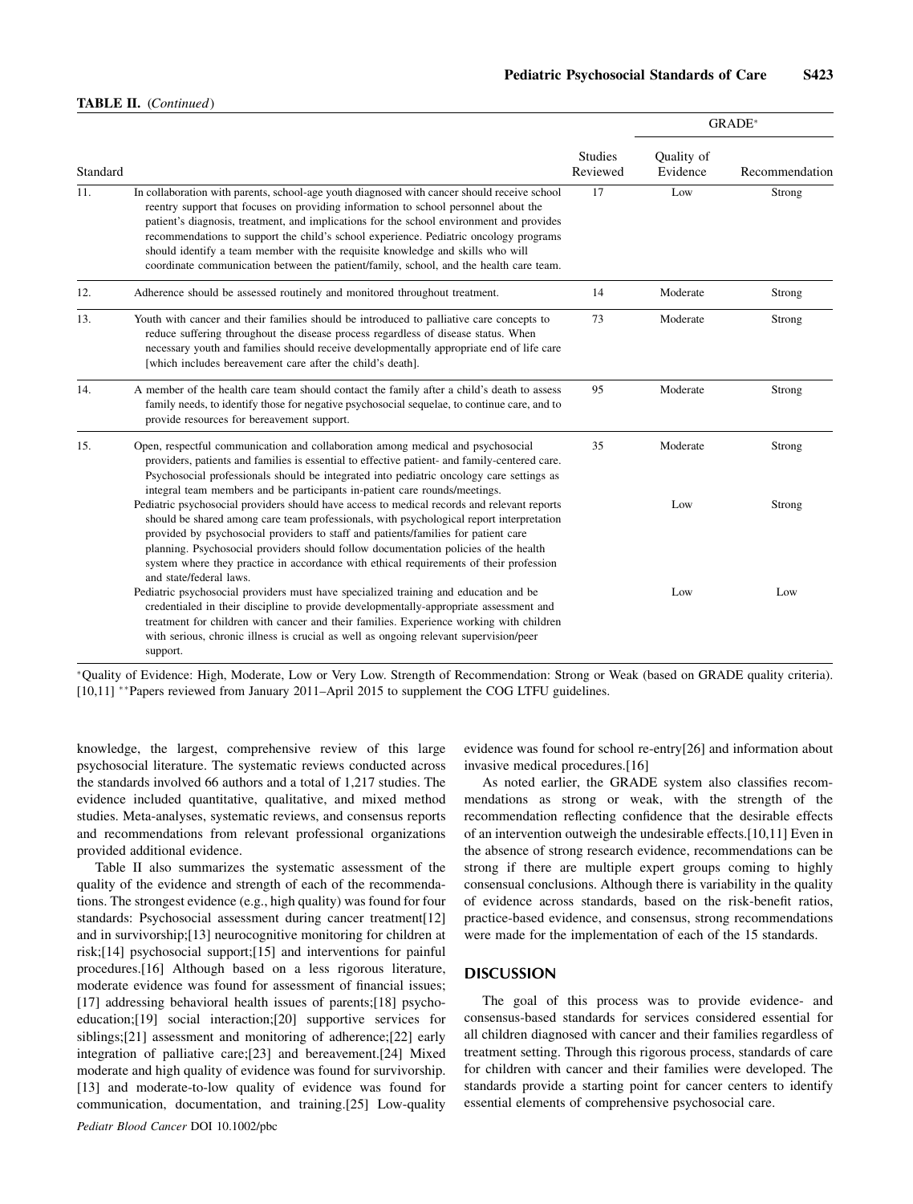**TABLE II.** (*Continued*)

| Standard | | Studies Reviewed | GRADE* | |
|---|---|---|---|---|
| | | | Quality of Evidence | Recommendation |
| 11. | In collaboration with parents, school-age youth diagnosed with cancer should receive school reentry support that focuses on providing information to school personnel about the patient's diagnosis, treatment, and implications for the school environment and provides recommendations to support the child's school experience. Pediatric oncology programs should identify a team member with the requisite knowledge and skills who will coordinate communication between the patient/family, school, and the health care team. | 17 | Low | Strong |
| 12. | Adherence should be assessed routinely and monitored throughout treatment. | 14 | Moderate | Strong |
| 13. | Youth with cancer and their families should be introduced to palliative care concepts to reduce suffering throughout the disease process regardless of disease status. When necessary youth and families should receive developmentally appropriate end of life care [which includes bereavement care after the child's death]. | 73 | Moderate | Strong |
| 14. | A member of the health care team should contact the family after a child's death to assess family needs, to identify those for negative psychosocial sequelae, to continue care, and to provide resources for bereavement support. | 95 | Moderate | Strong |
| 15. | Open, respectful communication and collaboration among medical and psychosocial providers, patients and families is essential to effective patient- and family-centered care. Psychosocial professionals should be integrated into pediatric oncology care settings as integral team members and be participants in-patient care rounds/meetings. | 35 | Moderate | Strong |
| | Pediatric psychosocial providers should have access to medical records and relevant reports should be shared among care team professionals, with psychological report interpretation provided by psychosocial providers to staff and patients/families for patient care planning. Psychosocial providers should follow documentation policies of the health system where they practice in accordance with ethical requirements of their profession and state/federal laws. | | Low | Strong |
| | Pediatric psychosocial providers must have specialized training and education and be credentialed in their discipline to provide developmentally-appropriate assessment and treatment for children with cancer and their families. Experience working with children with serious, chronic illness is crucial as well as ongoing relevant supervision/peer support. | | Low | Low |

*Quality of Evidence: High, Moderate, Low or Very Low. Strength of Recommendation: Strong or Weak (based on GRADE quality criteria).[10,11] **Papers reviewed from January 2011–April 2015 to supplement the COG LTFU guidelines.

knowledge, the largest, comprehensive review of this large psychosocial literature. The systematic reviews conducted across the standards involved 66 authors and a total of 1,217 studies. The evidence included quantitative, qualitative, and mixed method studies. Meta-analyses, systematic reviews, and consensus reports and recommendations from relevant professional organizations provided additional evidence.

Table II also summarizes the systematic assessment of the quality of the evidence and strength of each of the recommendations. The strongest evidence (e.g., high quality) was found for four standards: Psychosocial assessment during cancer treatment[12] and in survivorship;[13] neurocognitive monitoring for children at risk;[14] psychosocial support;[15] and interventions for painful procedures.[16] Although based on a less rigorous literature, moderate evidence was found for assessment of financial issues;[17] addressing behavioral health issues of parents;[18] psychoeducation;[19] social interaction;[20] supportive services for siblings;[21] assessment and monitoring of adherence;[22] early integration of palliative care;[23] and bereavement.[24] Mixed moderate and high quality of evidence was found for survivorship.[13] and moderate-to-low quality of evidence was found for communication, documentation, and training.[25] Low-quality evidence was found for school re-entry[26] and information about invasive medical procedures.[16]

As noted earlier, the GRADE system also classifies recommendations as strong or weak, with the strength of the recommendation reflecting confidence that the desirable effects of an intervention outweigh the undesirable effects.[10,11] Even in the absence of strong research evidence, recommendations can be strong if there are multiple expert groups coming to highly consensual conclusions. Although there is variability in the quality of evidence across standards, based on the risk-benefit ratios, practice-based evidence, and consensus, strong recommendations were made for the implementation of each of the 15 standards.

## DISCUSSION

The goal of this process was to provide evidence- and consensus-based standards for services considered essential for all children diagnosed with cancer and their families regardless of treatment setting. Through this rigorous process, standards of care for children with cancer and their families were developed. The standards provide a starting point for cancer centers to identify essential elements of comprehensive psychosocial care.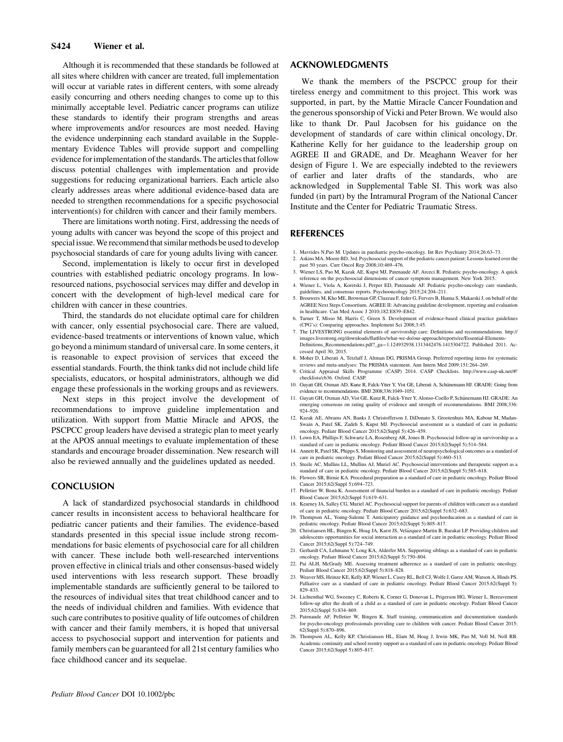Although it is recommended that these standards be followed at all sites where children with cancer are treated, full implementation will occur at variable rates in different centers, with some already easily concurring and others needing changes to come up to this minimally acceptable level. Pediatric cancer programs can utilize these standards to identify their program strengths and areas where improvements and/or resources are most needed. Having the evidence underpinning each standard available in the Supplementary Evidence Tables will provide support and compelling evidence for implementation of the standards. The articles that follow discuss potential challenges with implementation and provide suggestions for reducing organizational barriers. Each article also clearly addresses areas where additional evidence-based data are needed to strengthen recommendations for a specific psychosocial intervention(s) for children with cancer and their family members.

There are limitations worth noting. First, addressing the needs of young adults with cancer was beyond the scope of this project and special issue. We recommend that similar methods be used to develop psychosocial standards of care for young adults living with cancer.

Second, implementation is likely to occur first in developed countries with established pediatric oncology programs. In low-resourced nations, psychosocial services may differ and develop in concert with the development of high-level medical care for children with cancer in these countries.

Third, the standards do not elucidate optimal care for children with cancer, only essential psychosocial care. There are valued, evidence-based treatments or interventions of known value, which go beyond a minimum standard of universal care. In some centers, it is reasonable to expect provision of services that exceed the essential standards. Fourth, the think tanks did not include child life specialists, educators, or hospital administrators, although we did engage these professionals in the working groups and as reviewers.

Next steps in this project involve the development of recommendations to improve guideline implementation and utilization. With support from Mattie Miracle and APOS, the PSCPCC group leaders have devised a strategic plan to meet yearly at the APOS annual meetings to evaluate implementation of these standards and encourage broader dissemination. New research will also be reviewed annually and the guidelines updated as needed.

## CONCLUSION

A lack of standardized psychosocial standards in childhood cancer results in inconsistent access to behavioral healthcare for pediatric cancer patients and their families. The evidence-based standards presented in this special issue include strong recommendations for basic elements of psychosocial care for all children with cancer. These include both well-researched interventions proven effective in clinical trials and other consensus-based widely used interventions with less research support. These broadly implementable standards are sufficiently general to be tailored to the resources of individual sites that treat childhood cancer and to the needs of individual children and families. With evidence that such care contributes to positive quality of life outcomes of children with cancer and their family members, it is hoped that universal access to psychosocial support and intervention for patients and family members can be guaranteed for all 21st century families who face childhood cancer and its sequelae.

## ACKNOWLEDGMENTS

We thank the members of the PSCPCC group for their tireless energy and commitment to this project. This work was supported, in part, by the Mattie Miracle Cancer Foundation and the generous sponsorship of Vicki and Peter Brown. We would also like to thank Dr. Paul Jacobsen for his guidance on the development of standards of care within clinical oncology, Dr. Katherine Kelly for her guidance to the leadership group on AGREE II and GRADE, and Dr. Meaghann Weaver for her design of Figure 1. We are especially indebted to the reviewers of earlier and later drafts of the standards, who are acknowledged in Supplemental Table SI. This work was also funded (in part) by the Intramural Program of the National Cancer Institute and the Center for Pediatric Traumatic Stress.

## REFERENCES

1. Mavrides N,Pao M. Updates in paediatric psycho-oncology. Int Rev Psychiatry 2014;26:63–73.
2. Askins MA, Moore BD, 3rd. Psychosocial support of the pediatric cancer patient: Lessons learned over the past 50 years. Curr Oncol Rep 2008;10:469–476.
3. Wiener LS, Pao M, Kazak AE, Kupst MJ, Patenaude AF, Arceci R. Pediatric psycho-oncology. A quick reference on the psychosocial dimensions of cancer symptom management. New York 2015.
4. Wiener L, Viola A, Koretski J, Perper ED, Patenaude AF. Pediatric psycho-oncology care standards, guidelines, and consensus reports. Psychooncology 2015;24:204–211.
5. Brouwers M, Kho ME, Browman GP, Cluzeau F, feder G, Fervers B, Hanna S, Makarski J, on behalf of the AGREE Next Steps Consortium. AGREE II: Advancing guideline development, reporting and evaluation in healthcare. Can Med Assoc J 2010;182:E839–E842.
6. Turner T, Misso M, Harris C, Green S. Development of evidence-based clinical practice guidelines (CPG's): Comparing approaches. Implement Sci 2008;3:45.
7. The LIVESTRONG essential elements of survivorship care: Definitions and recommendations. http://images.livestrong.org/downloads/flatfiles/what-we-do/our-approach/reports/ee/Essential-Elements-Definitions_Recommendations.pdf?_ga=1.124932938.1313442476.1415304722. Published 2011. Accessed April 30, 2015.
8. Moher D, Liberati A, Tetzlaff J, Altman DG, PRISMA Group. Preferred reporting items for systematic reviews and meta-analyses: The PRISMA statement. Ann Intern Med 2009;151:264–269.
9. Critical Appraisal Skills Programme (CASP) 2014. CASP Checklists. http://www.casp-uk.net/#!checklists/cb36. Oxford. CASP.
10. Guyatt GH, Oxman AD, Kunz R, Falck-Ytter Y, Vist GE, Liberati A, Schünemann HJ. GRADE: Going from evidence to recommendations. BMJ 2008;336:1049–1051.
11. Guyatt GH, Oxman AD, Vist GE, Kunz R, Falck-Ytter Y, Alonso-Coello P, Schünemann HJ. GRADE: An emerging consensus on rating quality of evidence and strength of recommendations. BMJ 2008;336: 924–926.
12. Kazak AE, Abrams AN, Banks J, Christofferson J, DiDonato S, Grootenhuis MA, Kabour M, Madan-Swain A, Patel SK, Zadeh S, Kupst MJ. Psychosocial assessment as a standard of care in pediatric oncology. Pediatr Blood Cancer 2015;62(Suppl 5):426–459.
13. Lown EA, Phillips F, Schwartz LA, Rosenberg AR, Jones B. Psychosocial follow-up in survivorship as a standard of care in pediatric oncology. Pediatr Blood Cancer 2015;62(Suppl 5):514–584.
14. Annett R, Patel SK, Phipps S. Monitoring and assessment of neuropsychological outcomes as a standard of care in pediatric oncology. Pediatr Blood Cancer 2015;62(Suppl 5):460–513.
15. Steele AC, Mullins LL, Mullins AJ, Muriel AC. Psychosocial interventions and therapeutic support as a standard of care in pediatric oncology. Pediatr Blood Cancer 2015;62(Suppl 5):585–618.
16. Flowers SR, Birnie KA. Procedural preparation as a standard of care in pediatric oncology. Pediatr Blood Cancer 2015;62(Suppl 5):694–723.
17. Pelletier W, Bona K. Assessment of financial burden as a standard of care in pediatric oncology. Pediatr Blood Cancer 2015;62(Suppl 5):619–631.
18. Kearney JA, Salley CG, Muriel AC. Psychosocial support for parents of children with cancer as a standard of care in pediatric oncology. Pediatr Blood Cancer 2015;62(Suppl 5):632–683.
19. Thompson AL, Young-Saleme T. Anticipatory guidance and psychoeducation as a standard of care in pediatric oncology. Pediatr Blood Cancer 2015;62(Suppl 5):805–817.
20. Christiansen HL, Bingen K, Hoag JA, Karst JS, Velázquez-Martin B, Barakat LP. Providing children and adolescents opportunities for social interaction as a standard of care in pediatric oncology. Pediatr Blood Cancer 2015;62(Suppl 5):724–749.
21. Gerhardt CA, Lehmann V, Long KA, Alderfer MA. Supporting siblings as a standard of care in pediatric oncology. Pediatr Blood Cancer 2015;62(Suppl 5):750–804.
22. Pai ALH, McGrady ME. Assessing treatment adherence as a standard of care in pediatric oncology. Pediatr Blood Cancer 2015;62(Suppl 5):818–828.
23. Weaver MS, Heinze KE, Kelly KP, Wiener L, Casey RL, Bell CJ, Wolfe J, Garee AM, Watson A, Hinds PS. Palliative care as a standard of care in pediatric oncology. Pediatr Blood Cancer 2015;62(Suppl 5): 829–833.
24. Lichtenthal WG, Sweeney C, Roberts K, Corner G, Donovan L, Prigerson HG, Wiener L. Bereavement follow-up after the death of a child as a standard of care in pediatric oncology. Pediatr Blood Cancer 2015;62(Suppl 5):834–869.
25. Patenaude AF, Pelletier W, Bingen K. Staff training, communication and documentation standards for psycho-oncology professionals providing care to children with cancer. Pediatr Blood Cancer 2015; 62(Suppl 5):870–896.
26. Thompson AL, Kelly KP, Christiansen HL, Elam M, Hoag J, Irwin MK, Pao M, Voll M, Noll RB. Academic continuity and school reentry support as a standard of care in pediatric oncology. Pediatr Blood Cancer 2015;62(Suppl 5):805–817.